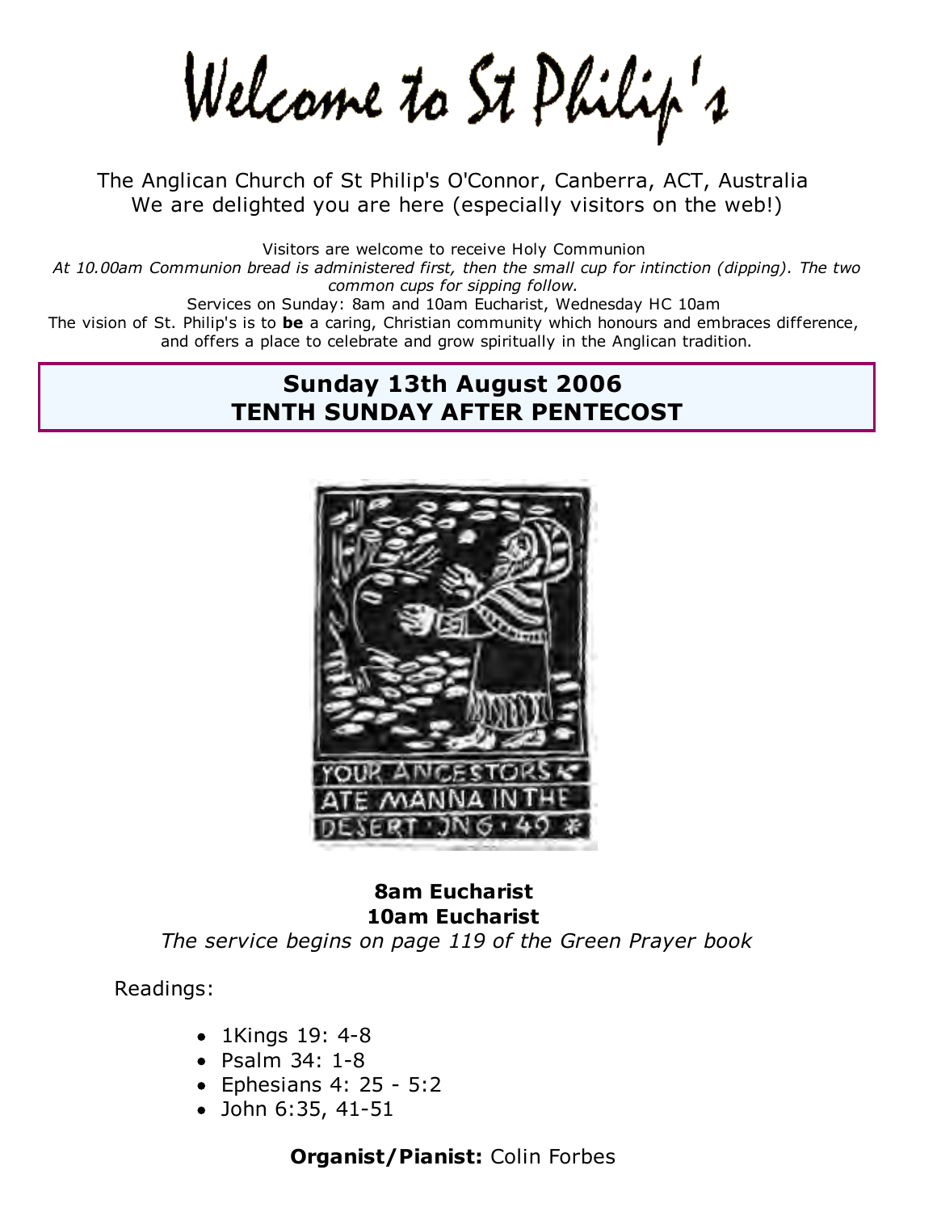# Welcome to St Philip's

The Anglican Church of St Philip's O'Connor, Canberra, ACT, Australia
We are delighted you are here (especially visitors on the web!)

Visitors are welcome to receive Holy Communion

*At 10.00am Communion bread is administered first, then the small cup for intinction (dipping). The two common cups for sipping follow.*

Services on Sunday: 8am and 10am Eucharist, Wednesday HC 10am

The vision of St. Philip's is to **be** a caring, Christian community which honours and embraces difference, and offers a place to celebrate and grow spiritually in the Anglican tradition.

## Sunday 13th August 2006
## TENTH SUNDAY AFTER PENTECOST

YOUR ANCESTORS ATE MANNA IN THE DESERT JN6·49

**8am Eucharist**
**10am Eucharist**
*The service begins on page 119 of the Green Prayer book*

Readings:

- 1Kings 19: 4-8
- Psalm 34: 1-8
- Ephesians 4: 25 - 5:2
- John 6:35, 41-51

**Organist/Pianist:** Colin Forbes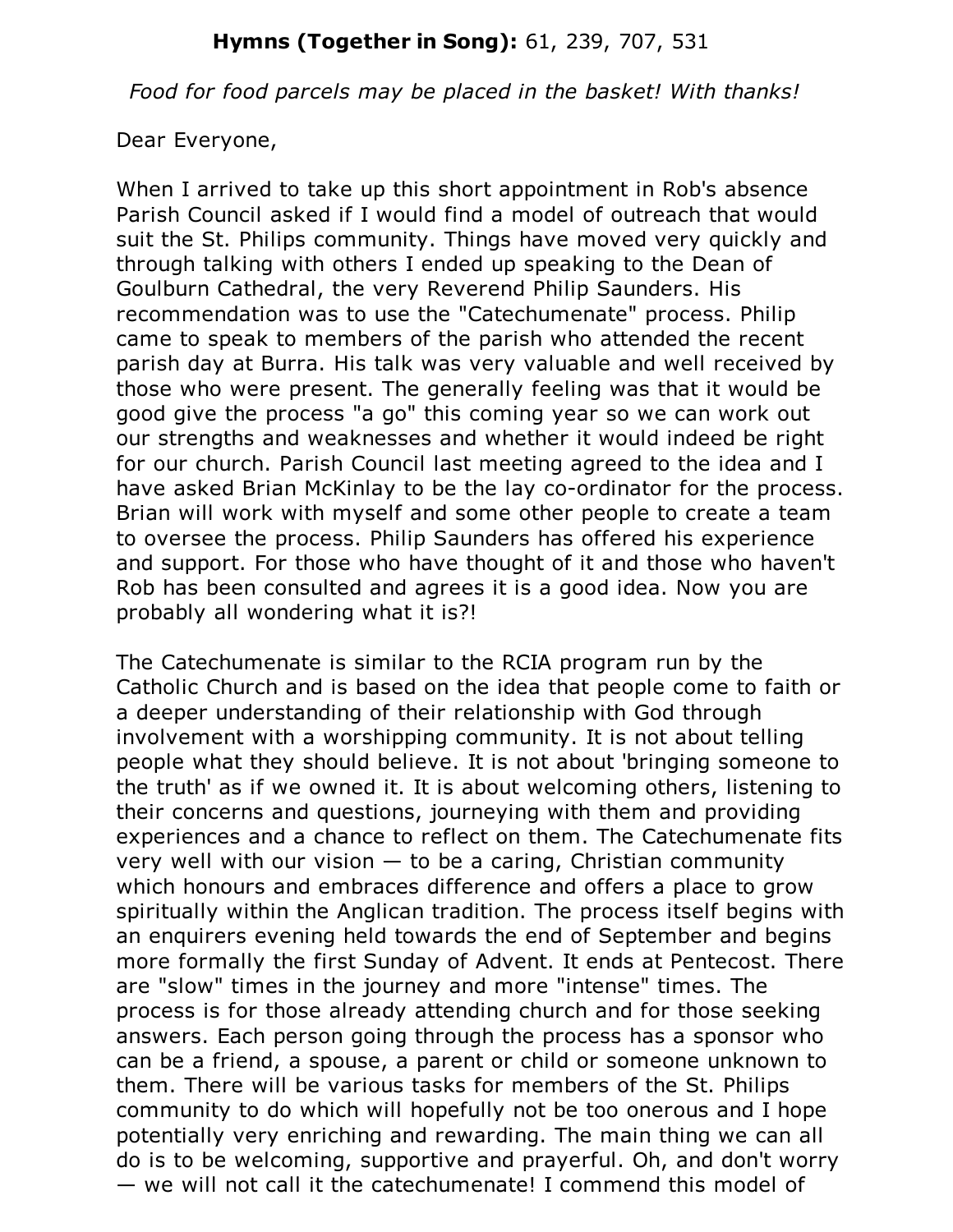**Hymns (Together in Song):** 61, 239, 707, 531

*Food for food parcels may be placed in the basket! With thanks!*

Dear Everyone,

When I arrived to take up this short appointment in Rob's absence Parish Council asked if I would find a model of outreach that would suit the St. Philips community. Things have moved very quickly and through talking with others I ended up speaking to the Dean of Goulburn Cathedral, the very Reverend Philip Saunders. His recommendation was to use the "Catechumenate" process. Philip came to speak to members of the parish who attended the recent parish day at Burra. His talk was very valuable and well received by those who were present. The generally feeling was that it would be good give the process "a go" this coming year so we can work out our strengths and weaknesses and whether it would indeed be right for our church. Parish Council last meeting agreed to the idea and I have asked Brian McKinlay to be the lay co-ordinator for the process. Brian will work with myself and some other people to create a team to oversee the process. Philip Saunders has offered his experience and support. For those who have thought of it and those who haven't Rob has been consulted and agrees it is a good idea. Now you are probably all wondering what it is?!

The Catechumenate is similar to the RCIA program run by the Catholic Church and is based on the idea that people come to faith or a deeper understanding of their relationship with God through involvement with a worshipping community. It is not about telling people what they should believe. It is not about 'bringing someone to the truth' as if we owned it. It is about welcoming others, listening to their concerns and questions, journeying with them and providing experiences and a chance to reflect on them. The Catechumenate fits very well with our vision — to be a caring, Christian community which honours and embraces difference and offers a place to grow spiritually within the Anglican tradition. The process itself begins with an enquirers evening held towards the end of September and begins more formally the first Sunday of Advent. It ends at Pentecost. There are "slow" times in the journey and more "intense" times. The process is for those already attending church and for those seeking answers. Each person going through the process has a sponsor who can be a friend, a spouse, a parent or child or someone unknown to them. There will be various tasks for members of the St. Philips community to do which will hopefully not be too onerous and I hope potentially very enriching and rewarding. The main thing we can all do is to be welcoming, supportive and prayerful. Oh, and don't worry — we will not call it the catechumenate! I commend this model of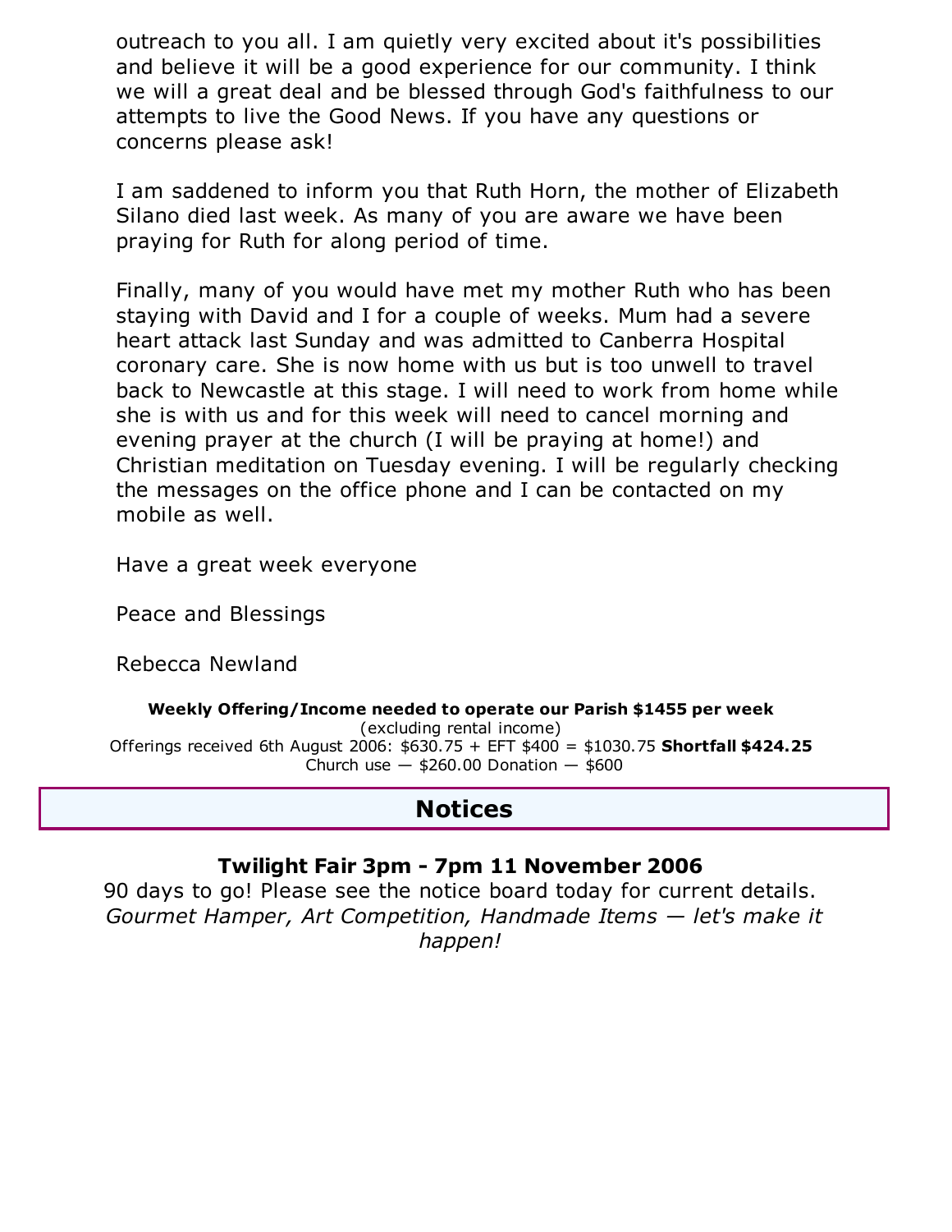outreach to you all. I am quietly very excited about it's possibilities and believe it will be a good experience for our community. I think we will a great deal and be blessed through God's faithfulness to our attempts to live the Good News. If you have any questions or concerns please ask!

I am saddened to inform you that Ruth Horn, the mother of Elizabeth Silano died last week. As many of you are aware we have been praying for Ruth for along period of time.

Finally, many of you would have met my mother Ruth who has been staying with David and I for a couple of weeks. Mum had a severe heart attack last Sunday and was admitted to Canberra Hospital coronary care. She is now home with us but is too unwell to travel back to Newcastle at this stage. I will need to work from home while she is with us and for this week will need to cancel morning and evening prayer at the church (I will be praying at home!) and Christian meditation on Tuesday evening. I will be regularly checking the messages on the office phone and I can be contacted on my mobile as well.

Have a great week everyone

Peace and Blessings

Rebecca Newland

**Weekly Offering/Income needed to operate our Parish $1455 per week**
(excluding rental income)
Offerings received 6th August 2006: $630.75 + EFT $400 = $1030.75 **Shortfall $424.25**
Church use — $260.00 Donation — $600

## Notices

### Twilight Fair 3pm - 7pm 11 November 2006

90 days to go! Please see the notice board today for current details.
*Gourmet Hamper, Art Competition, Handmade Items — let's make it happen!*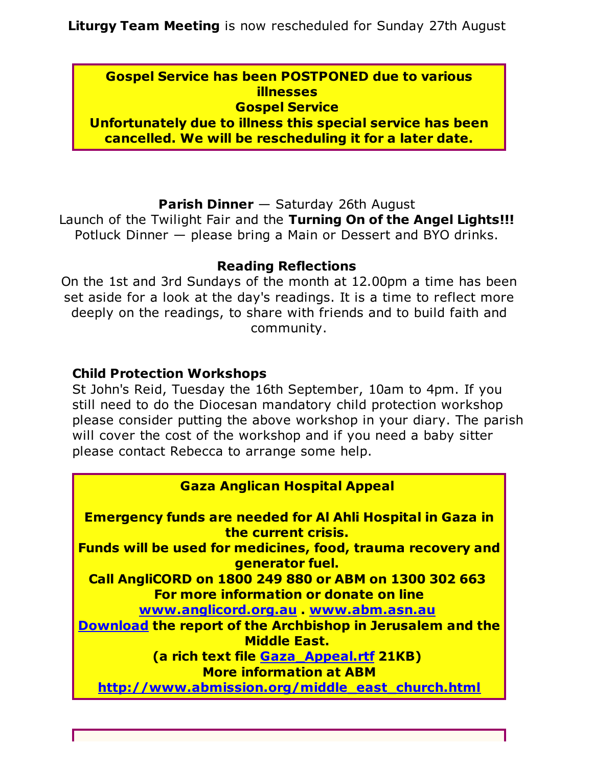**Liturgy Team Meeting** is now rescheduled for Sunday 27th August

**Gospel Service has been POSTPONED due to various illnesses**
**Gospel Service**
**Unfortunately due to illness this special service has been cancelled. We will be rescheduling it for a later date.**

**Parish Dinner** — Saturday 26th August
Launch of the Twilight Fair and the **Turning On of the Angel Lights!!!**
Potluck Dinner — please bring a Main or Dessert and BYO drinks.

**Reading Reflections**
On the 1st and 3rd Sundays of the month at 12.00pm a time has been set aside for a look at the day's readings. It is a time to reflect more deeply on the readings, to share with friends and to build faith and community.

**Child Protection Workshops**
St John's Reid, Tuesday the 16th September, 10am to 4pm. If you still need to do the Diocesan mandatory child protection workshop please consider putting the above workshop in your diary. The parish will cover the cost of the workshop and if you need a baby sitter please contact Rebecca to arrange some help.

**Gaza Anglican Hospital Appeal**

**Emergency funds are needed for Al Ahli Hospital in Gaza in the current crisis.**
**Funds will be used for medicines, food, trauma recovery and generator fuel.**
**Call AngliCORD on 1800 249 880 or ABM on 1300 302 663**
**For more information or donate on line**
**www.anglicord.org.au . www.abm.asn.au**
**Download the report of the Archbishop in Jerusalem and the Middle East.**
**(a rich text file Gaza_Appeal.rtf 21KB)**
**More information at ABM**
**http://www.abmission.org/middle_east_church.html**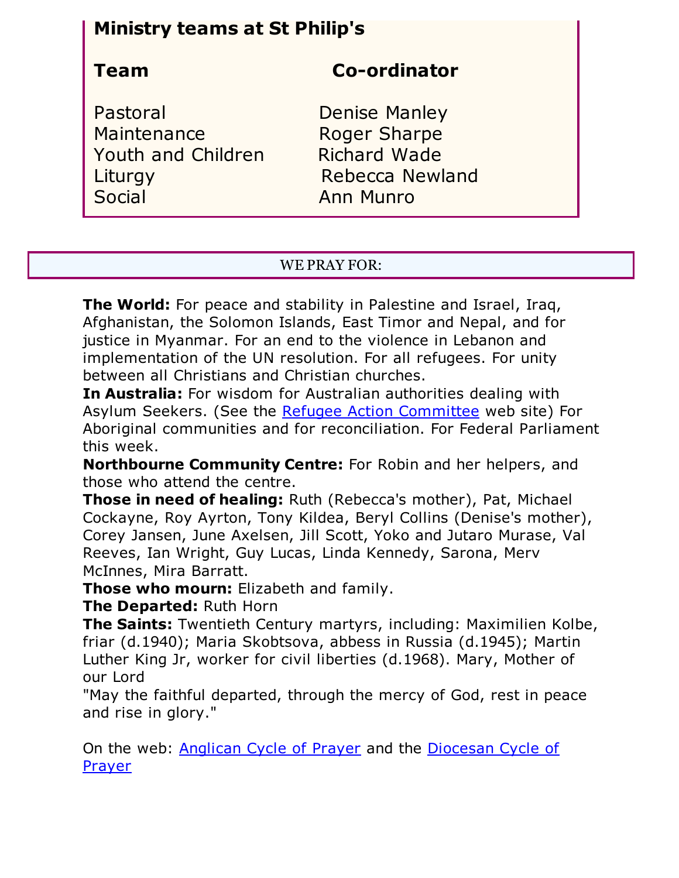## Ministry teams at St Philip's

| Team | Co-ordinator |
|---|---|
| Pastoral | Denise Manley |
| Maintenance | Roger Sharpe |
| Youth and Children | Richard Wade |
| Liturgy | Rebecca Newland |
| Social | Ann Munro |

## WE PRAY FOR:

**The World:** For peace and stability in Palestine and Israel, Iraq, Afghanistan, the Solomon Islands, East Timor and Nepal, and for justice in Myanmar. For an end to the violence in Lebanon and implementation of the UN resolution. For all refugees. For unity between all Christians and Christian churches.

**In Australia:** For wisdom for Australian authorities dealing with Asylum Seekers. (See the Refugee Action Committee web site) For Aboriginal communities and for reconciliation. For Federal Parliament this week.

**Northbourne Community Centre:** For Robin and her helpers, and those who attend the centre.

**Those in need of healing:** Ruth (Rebecca's mother), Pat, Michael Cockayne, Roy Ayrton, Tony Kildea, Beryl Collins (Denise's mother), Corey Jansen, June Axelsen, Jill Scott, Yoko and Jutaro Murase, Val Reeves, Ian Wright, Guy Lucas, Linda Kennedy, Sarona, Merv McInnes, Mira Barratt.

**Those who mourn:** Elizabeth and family.

**The Departed:** Ruth Horn

**The Saints:** Twentieth Century martyrs, including: Maximilien Kolbe, friar (d.1940); Maria Skobtsova, abbess in Russia (d.1945); Martin Luther King Jr, worker for civil liberties (d.1968). Mary, Mother of our Lord

"May the faithful departed, through the mercy of God, rest in peace and rise in glory."

On the web: Anglican Cycle of Prayer and the Diocesan Cycle of Prayer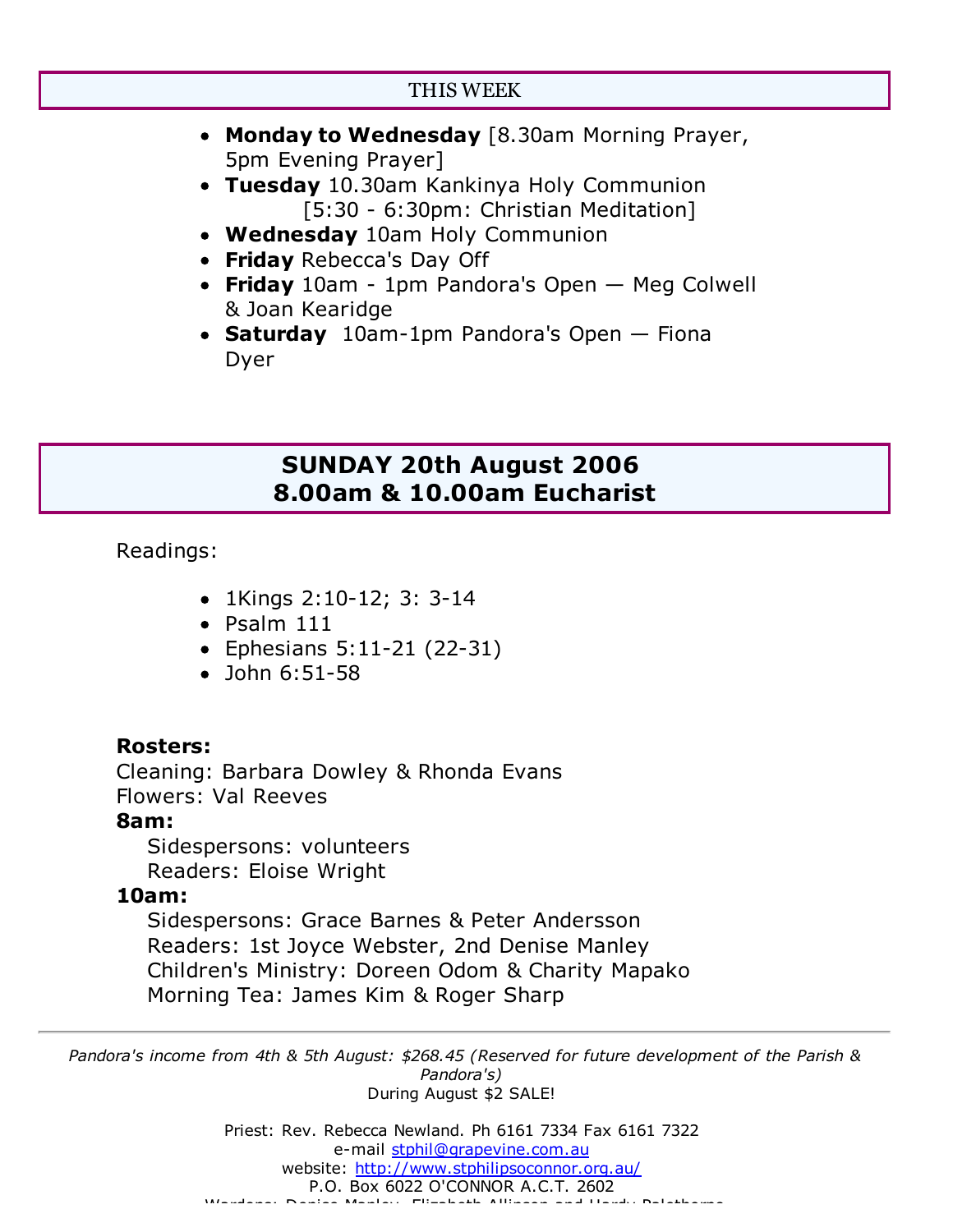## THIS WEEK

- **Monday to Wednesday** [8.30am Morning Prayer, 5pm Evening Prayer]
- **Tuesday** 10.30am Kankinya Holy Communion
  [5:30 - 6:30pm: Christian Meditation]
- **Wednesday** 10am Holy Communion
- **Friday** Rebecca's Day Off
- **Friday** 10am - 1pm Pandora's Open — Meg Colwell & Joan Kearidge
- **Saturday** 10am-1pm Pandora's Open — Fiona Dyer

## SUNDAY 20th August 2006
## 8.00am & 10.00am Eucharist

Readings:

- 1Kings 2:10-12; 3: 3-14
- Psalm 111
- Ephesians 5:11-21 (22-31)
- John 6:51-58

**Rosters:**
Cleaning: Barbara Dowley & Rhonda Evans
Flowers: Val Reeves
**8am:**
Sidespersons: volunteers
Readers: Eloise Wright
**10am:**
Sidespersons: Grace Barnes & Peter Andersson
Readers: 1st Joyce Webster, 2nd Denise Manley
Children's Ministry: Doreen Odom & Charity Mapako
Morning Tea: James Kim & Roger Sharp

---

*Pandora's income from 4th & 5th August: $268.45 (Reserved for future development of the Parish & Pandora's)*
During August $2 SALE!

Priest: Rev. Rebecca Newland. Ph 6161 7334 Fax 6161 7322
e-mail stphil@grapevine.com.au
website: http://www.stphilipsoconnor.org.au/
P.O. Box 6022 O'CONNOR A.C.T. 2602
Wardens: Denise Manley, Elizabeth Allinson and Hardy Palethorpe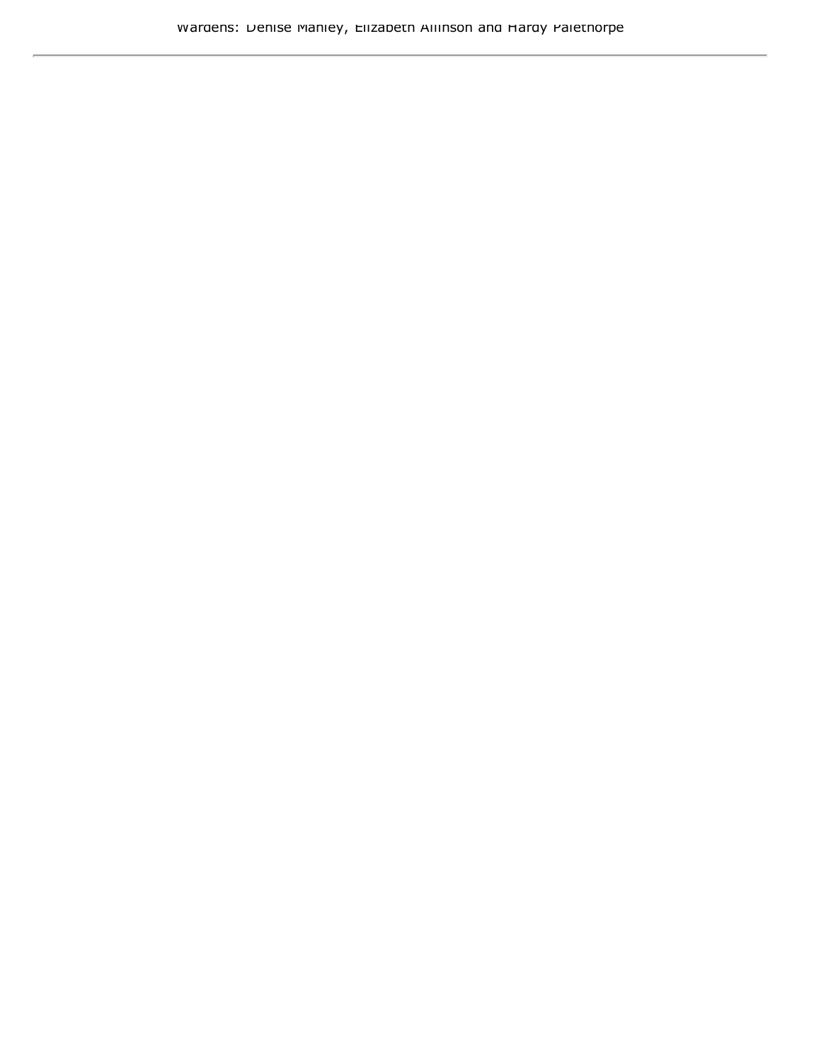Wardens: Denise Manley, Elizabeth Allinson and Hardy Palethorpe

---